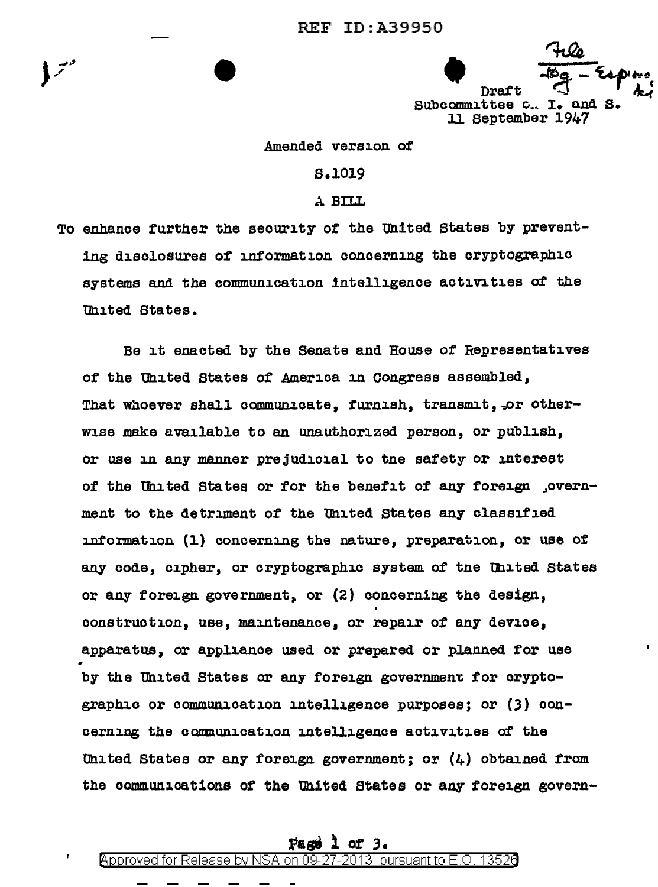REF ID:A39950

File
Bg - Espionage

Draft
Subcommittee on I. and S.
11 September 1947

Amended version of

S.1019

A BILL

To enhance further the security of the United States by preventing disclosures of information concerning the cryptographic systems and the communication intelligence activities of the United States.

Be it enacted by the Senate and House of Representatives of the United States of America in Congress assembled, That whoever shall communicate, furnish, transmit, or otherwise make available to an unauthorized person, or publish, or use in any manner prejudicial to the safety or interest of the United States or for the benefit of any foreign government to the detriment of the United States any classified information (1) concerning the nature, preparation, or use of any code, cipher, or cryptographic system of the United States or any foreign government, or (2) concerning the design, construction, use, maintenance, or repair of any device, apparatus, or appliance used or prepared or planned for use by the United States or any foreign government for cryptographic or communication intelligence purposes; or (3) concerning the communication intelligence activities of the United States or any foreign government; or (4) obtained from the communications of the United States or any foreign govern-

Approved for Release by NSA on 09-27-2013 pursuant to E.O. 13526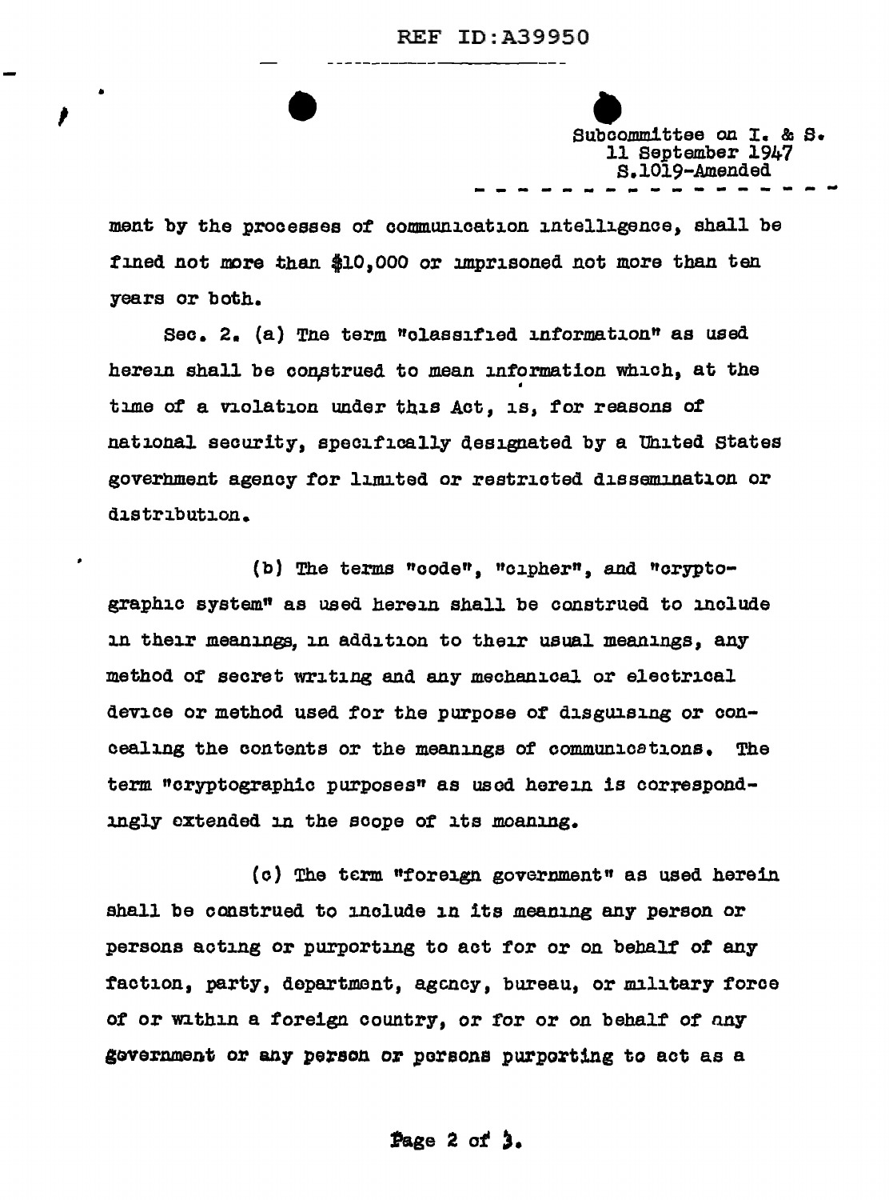Subcommittee on I. & S.
11 September 1947
S.1019-Amended

ment by the processes of communication intelligence, shall be fined not more than $10,000 or imprisoned not more than ten years or both.

Sec. 2. (a) The term "classified information" as used herein shall be construed to mean information which, at the time of a violation under this Act, is, for reasons of national security, specifically designated by a United States government agency for limited or restricted dissemination or distribution.

(b) The terms "code", "cipher", and "cryptographic system" as used herein shall be construed to include in their meanings, in addition to their usual meanings, any method of secret writing and any mechanical or electrical device or method used for the purpose of disguising or concealing the contents or the meanings of communications. The term "cryptographic purposes" as used herein is correspondingly extended in the scope of its meaning.

(c) The term "foreign government" as used herein shall be construed to include in its meaning any person or persons acting or purporting to act for or on behalf of any faction, party, department, agency, bureau, or military force of or within a foreign country, or for or on behalf of any government or any person or persons purporting to act as a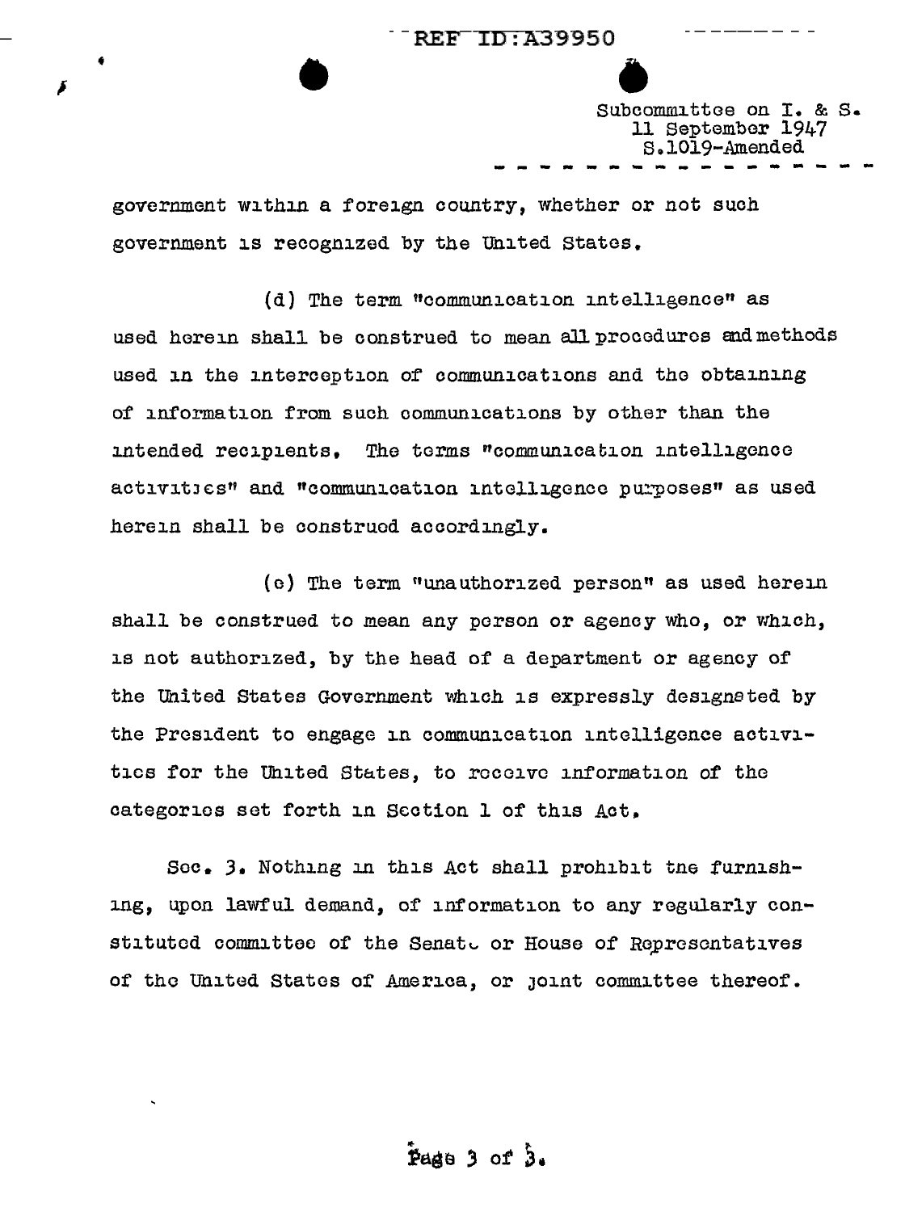Subcommittee on I. & S.
11 September 1947
S.1019-Amended

government within a foreign country, whether or not such government is recognized by the United States.

(d) The term "communication intelligence" as used herein shall be construed to mean all procedures and methods used in the interception of communications and the obtaining of information from such communications by other than the intended recipients. The terms "communication intelligence activities" and "communication intelligence purposes" as used herein shall be construed accordingly.

(e) The term "unauthorized person" as used herein shall be construed to mean any person or agency who, or which, is not authorized, by the head of a department or agency of the United States Government which is expressly designated by the President to engage in communication intelligence activities for the United States, to receive information of the categories set forth in Section 1 of this Act.

Sec. 3. Nothing in this Act shall prohibit the furnishing, upon lawful demand, of information to any regularly constituted committee of the Senate or House of Representatives of the United States of America, or joint committee thereof.